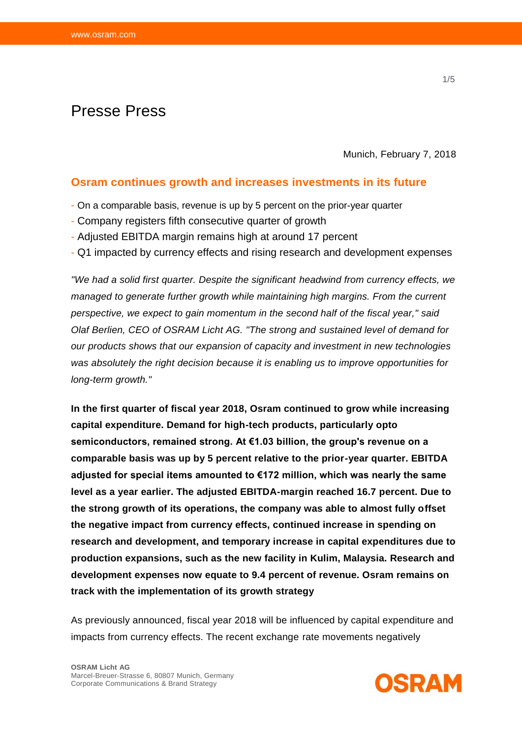Presse Press

Munich, February 7, 2018

## Osram continues growth and increases investments in its future

- On a comparable basis, revenue is up by 5 percent on the prior-year quarter
- Company registers fifth consecutive quarter of growth
- Adjusted EBITDA margin remains high at around 17 percent
- Q1 impacted by currency effects and rising research and development expenses

*"We had a solid first quarter. Despite the significant headwind from currency effects, we managed to generate further growth while maintaining high margins. From the current perspective, we expect to gain momentum in the second half of the fiscal year," said Olaf Berlien, CEO of OSRAM Licht AG. "The strong and sustained level of demand for our products shows that our expansion of capacity and investment in new technologies was absolutely the right decision because it is enabling us to improve opportunities for long-term growth."*

**In the first quarter of fiscal year 2018, Osram continued to grow while increasing capital expenditure. Demand for high-tech products, particularly opto semiconductors, remained strong. At €1.03 billion, the group's revenue on a comparable basis was up by 5 percent relative to the prior-year quarter. EBITDA adjusted for special items amounted to €172 million, which was nearly the same level as a year earlier. The adjusted EBITDA-margin reached 16.7 percent. Due to the strong growth of its operations, the company was able to almost fully offset the negative impact from currency effects, continued increase in spending on research and development, and temporary increase in capital expenditures due to production expansions, such as the new facility in Kulim, Malaysia. Research and development expenses now equate to 9.4 percent of revenue. Osram remains on track with the implementation of its growth strategy**

As previously announced, fiscal year 2018 will be influenced by capital expenditure and impacts from currency effects. The recent exchange rate movements negatively

**OSRAM Licht AG**
Marcel-Breuer-Strasse 6, 80807 Munich, Germany
Corporate Communications & Brand Strategy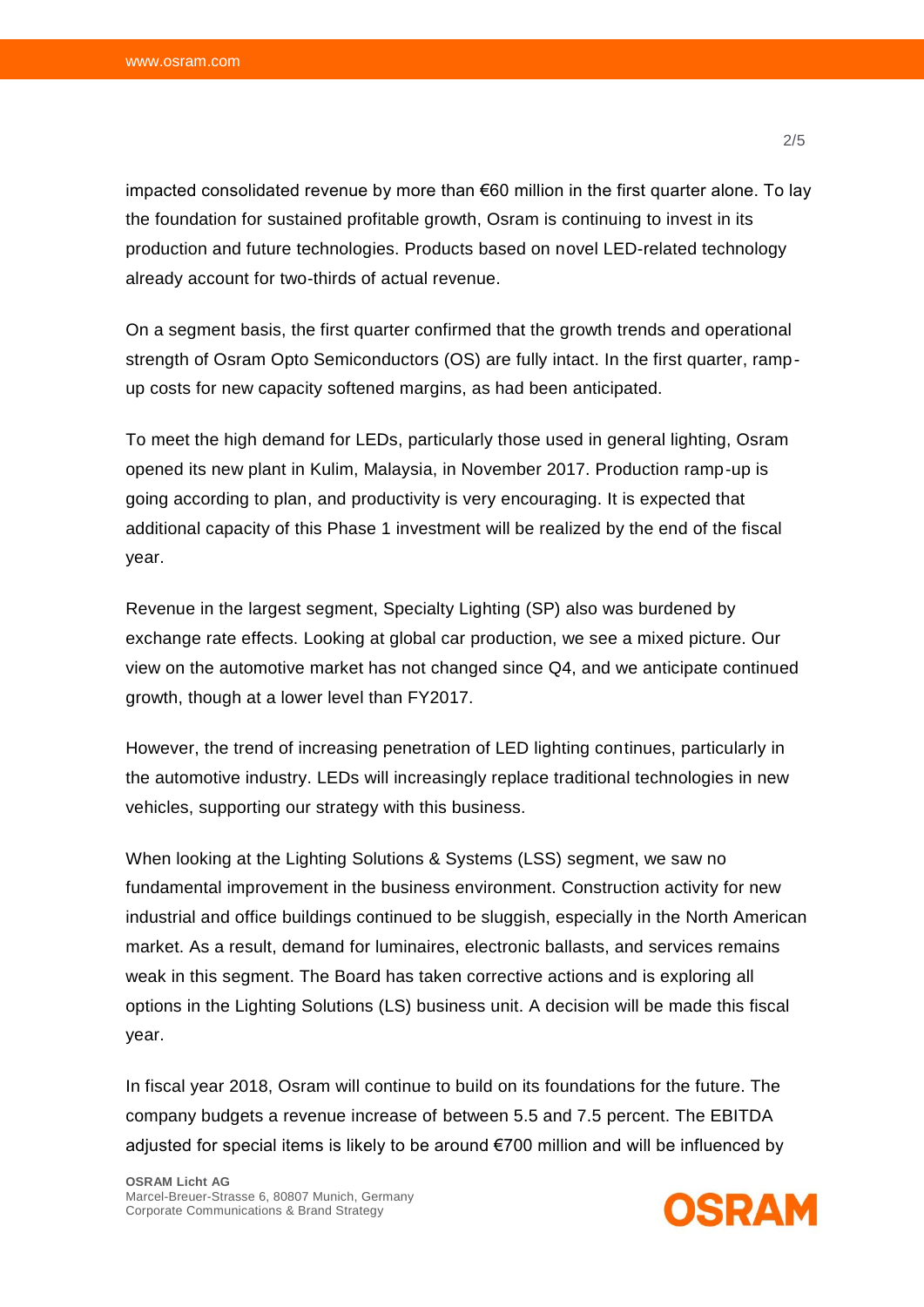impacted consolidated revenue by more than €60 million in the first quarter alone. To lay the foundation for sustained profitable growth, Osram is continuing to invest in its production and future technologies. Products based on novel LED-related technology already account for two-thirds of actual revenue.

On a segment basis, the first quarter confirmed that the growth trends and operational strength of Osram Opto Semiconductors (OS) are fully intact. In the first quarter, ramp-up costs for new capacity softened margins, as had been anticipated.

To meet the high demand for LEDs, particularly those used in general lighting, Osram opened its new plant in Kulim, Malaysia, in November 2017. Production ramp-up is going according to plan, and productivity is very encouraging. It is expected that additional capacity of this Phase 1 investment will be realized by the end of the fiscal year.

Revenue in the largest segment, Specialty Lighting (SP) also was burdened by exchange rate effects. Looking at global car production, we see a mixed picture. Our view on the automotive market has not changed since Q4, and we anticipate continued growth, though at a lower level than FY2017.

However, the trend of increasing penetration of LED lighting continues, particularly in the automotive industry. LEDs will increasingly replace traditional technologies in new vehicles, supporting our strategy with this business.

When looking at the Lighting Solutions & Systems (LSS) segment, we saw no fundamental improvement in the business environment. Construction activity for new industrial and office buildings continued to be sluggish, especially in the North American market. As a result, demand for luminaires, electronic ballasts, and services remains weak in this segment. The Board has taken corrective actions and is exploring all options in the Lighting Solutions (LS) business unit. A decision will be made this fiscal year.

In fiscal year 2018, Osram will continue to build on its foundations for the future. The company budgets a revenue increase of between 5.5 and 7.5 percent. The EBITDA adjusted for special items is likely to be around €700 million and will be influenced by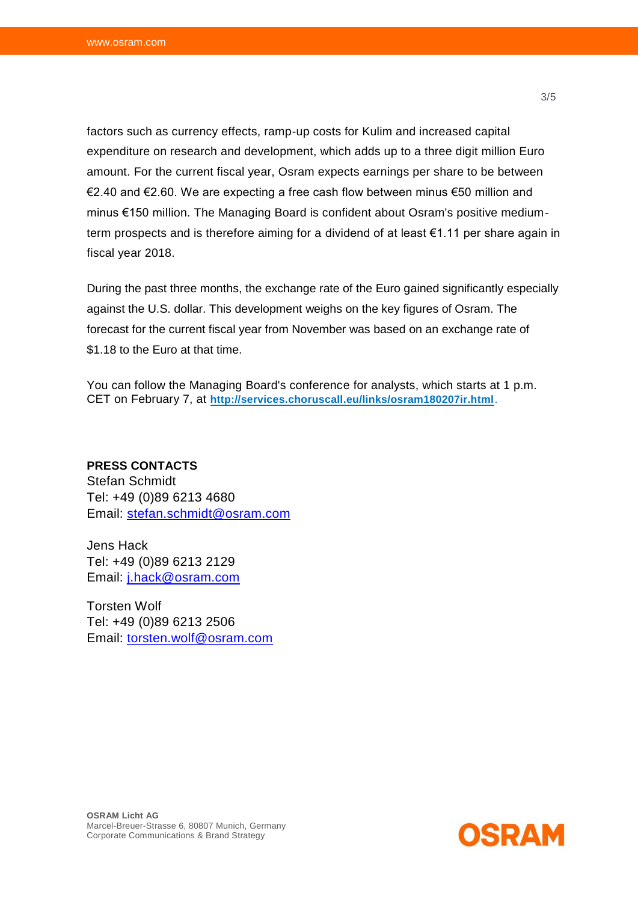factors such as currency effects, ramp-up costs for Kulim and increased capital expenditure on research and development, which adds up to a three digit million Euro amount. For the current fiscal year, Osram expects earnings per share to be between €2.40 and €2.60. We are expecting a free cash flow between minus €50 million and minus €150 million. The Managing Board is confident about Osram's positive medium-term prospects and is therefore aiming for a dividend of at least €1.11 per share again in fiscal year 2018.

During the past three months, the exchange rate of the Euro gained significantly especially against the U.S. dollar. This development weighs on the key figures of Osram. The forecast for the current fiscal year from November was based on an exchange rate of $1.18 to the Euro at that time.

You can follow the Managing Board's conference for analysts, which starts at 1 p.m. CET on February 7, at **http://services.choruscall.eu/links/osram180207ir.html**.

**PRESS CONTACTS**
Stefan Schmidt
Tel: +49 (0)89 6213 4680
Email: stefan.schmidt@osram.com

Jens Hack
Tel: +49 (0)89 6213 2129
Email: j.hack@osram.com

Torsten Wolf
Tel: +49 (0)89 6213 2506
Email: torsten.wolf@osram.com

**OSRAM Licht AG**
Marcel-Breuer-Strasse 6, 80807 Munich, Germany
Corporate Communications & Brand Strategy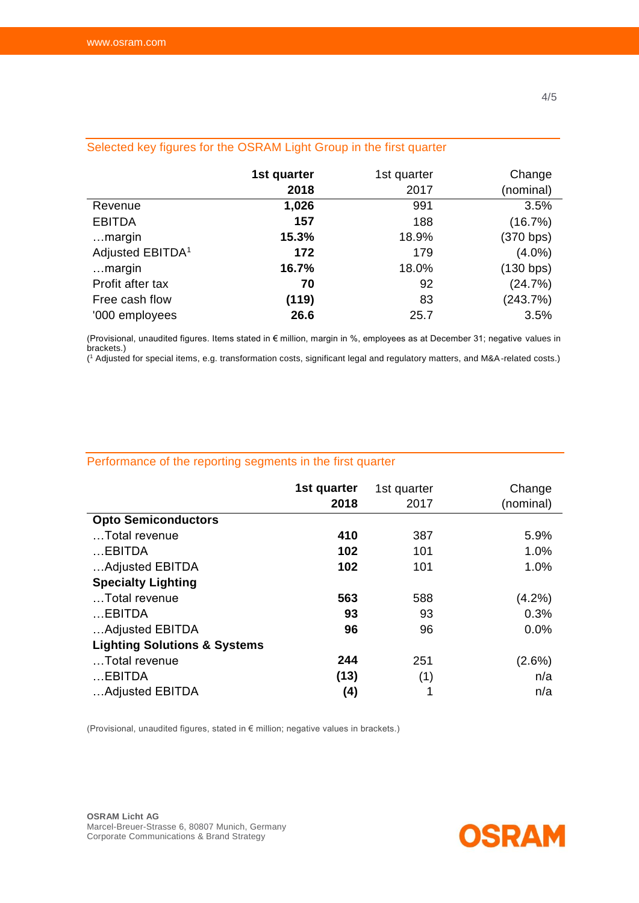## Selected key figures for the OSRAM Light Group in the first quarter

| | **1st quarter 2018** | 1st quarter 2017 | Change (nominal) |
|---|---|---|---|
| Revenue | **1,026** | 991 | 3.5% |
| EBITDA | **157** | 188 | (16.7%) |
| …margin | **15.3%** | 18.9% | (370 bps) |
| Adjusted EBITDA[1] | **172** | 179 | (4.0%) |
| …margin | **16.7%** | 18.0% | (130 bps) |
| Profit after tax | **70** | 92 | (24.7%) |
| Free cash flow | **(119)** | 83 | (243.7%) |
| '000 employees | **26.6** | 25.7 | 3.5% |

(Provisional, unaudited figures. Items stated in € million, margin in %, employees as at December 31; negative values in brackets.)
([1] Adjusted for special items, e.g. transformation costs, significant legal and regulatory matters, and M&A-related costs.)

## Performance of the reporting segments in the first quarter

| | **1st quarter 2018** | 1st quarter 2017 | Change (nominal) |
|---|---|---|---|
| **Opto Semiconductors** | | | |
| …Total revenue | **410** | 387 | 5.9% |
| …EBITDA | **102** | 101 | 1.0% |
| …Adjusted EBITDA | **102** | 101 | 1.0% |
| **Specialty Lighting** | | | |
| …Total revenue | **563** | 588 | (4.2%) |
| …EBITDA | **93** | 93 | 0.3% |
| …Adjusted EBITDA | **96** | 96 | 0.0% |
| **Lighting Solutions & Systems** | | | |
| …Total revenue | **244** | 251 | (2.6%) |
| …EBITDA | **(13)** | (1) | n/a |
| …Adjusted EBITDA | **(4)** | 1 | n/a |

(Provisional, unaudited figures, stated in € million; negative values in brackets.)

**OSRAM Licht AG**
Marcel-Breuer-Strasse 6, 80807 Munich, Germany
Corporate Communications & Brand Strategy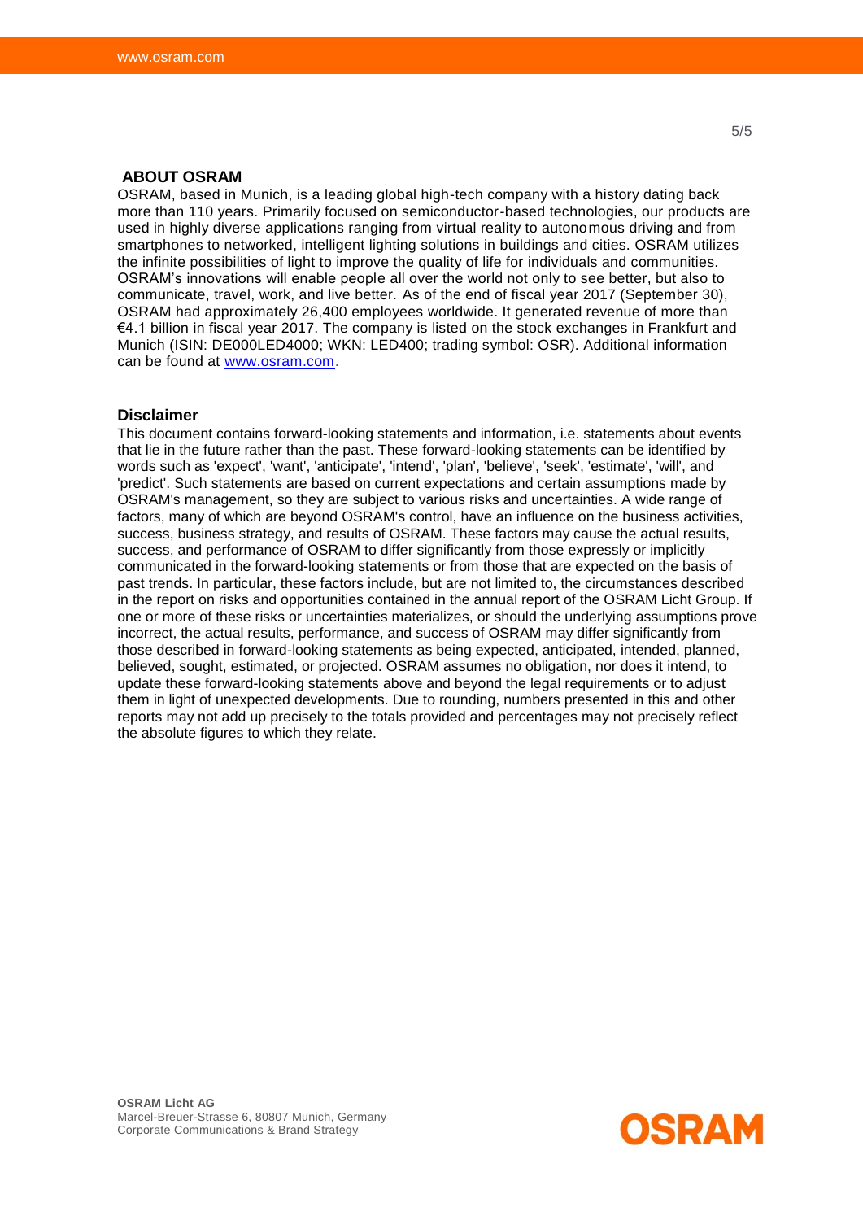## ABOUT OSRAM

OSRAM, based in Munich, is a leading global high-tech company with a history dating back more than 110 years. Primarily focused on semiconductor-based technologies, our products are used in highly diverse applications ranging from virtual reality to autonomous driving and from smartphones to networked, intelligent lighting solutions in buildings and cities. OSRAM utilizes the infinite possibilities of light to improve the quality of life for individuals and communities. OSRAM's innovations will enable people all over the world not only to see better, but also to communicate, travel, work, and live better. As of the end of fiscal year 2017 (September 30), OSRAM had approximately 26,400 employees worldwide. It generated revenue of more than €4.1 billion in fiscal year 2017. The company is listed on the stock exchanges in Frankfurt and Munich (ISIN: DE000LED4000; WKN: LED400; trading symbol: OSR). Additional information can be found at www.osram.com.

## Disclaimer

This document contains forward-looking statements and information, i.e. statements about events that lie in the future rather than the past. These forward-looking statements can be identified by words such as 'expect', 'want', 'anticipate', 'intend', 'plan', 'believe', 'seek', 'estimate', 'will', and 'predict'. Such statements are based on current expectations and certain assumptions made by OSRAM's management, so they are subject to various risks and uncertainties. A wide range of factors, many of which are beyond OSRAM's control, have an influence on the business activities, success, business strategy, and results of OSRAM. These factors may cause the actual results, success, and performance of OSRAM to differ significantly from those expressly or implicitly communicated in the forward-looking statements or from those that are expected on the basis of past trends. In particular, these factors include, but are not limited to, the circumstances described in the report on risks and opportunities contained in the annual report of the OSRAM Licht Group. If one or more of these risks or uncertainties materializes, or should the underlying assumptions prove incorrect, the actual results, performance, and success of OSRAM may differ significantly from those described in forward-looking statements as being expected, anticipated, intended, planned, believed, sought, estimated, or projected. OSRAM assumes no obligation, nor does it intend, to update these forward-looking statements above and beyond the legal requirements or to adjust them in light of unexpected developments. Due to rounding, numbers presented in this and other reports may not add up precisely to the totals provided and percentages may not precisely reflect the absolute figures to which they relate.

**OSRAM Licht AG**
Marcel-Breuer-Strasse 6, 80807 Munich, Germany
Corporate Communications & Brand Strategy